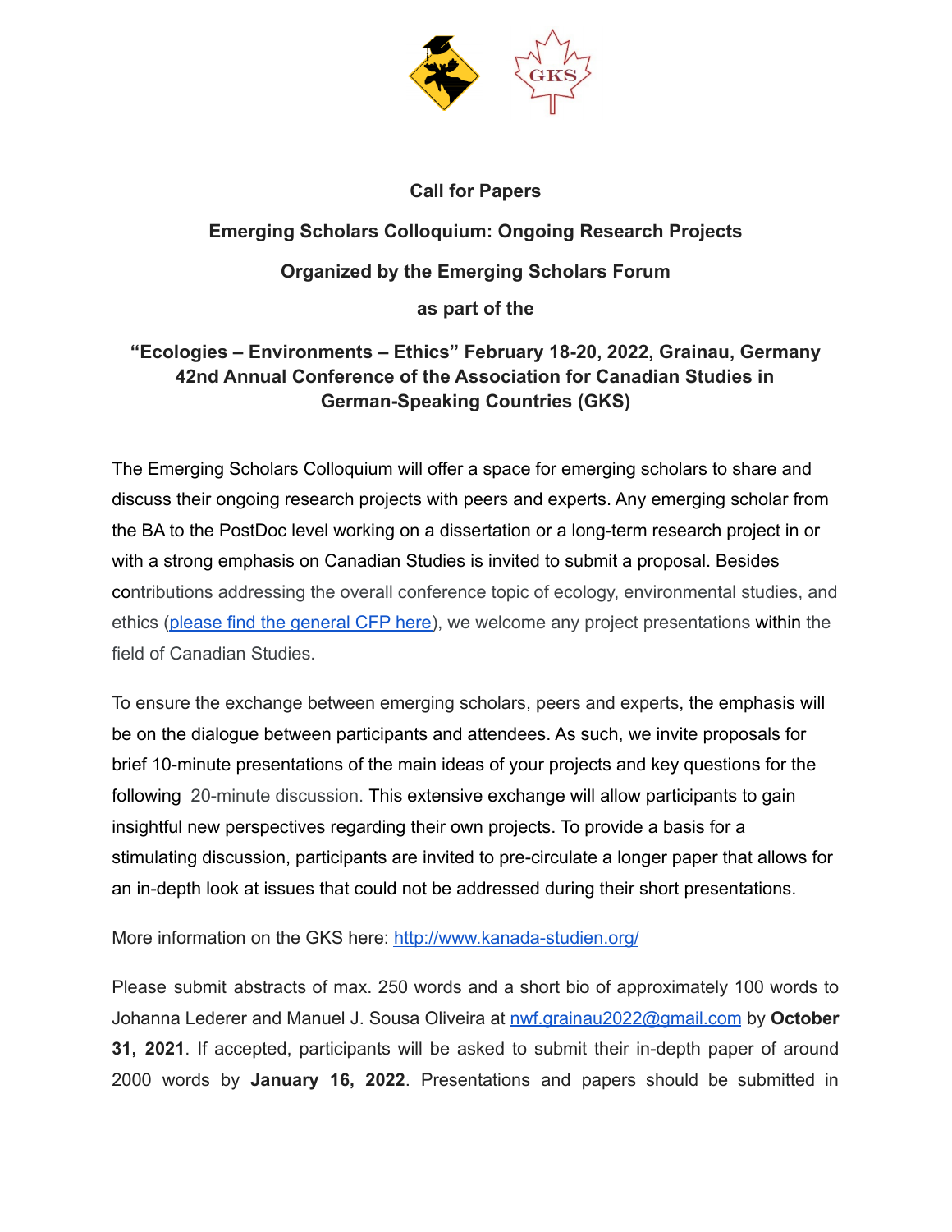# Call for Papers

## Emerging Scholars Colloquium: Ongoing Research Projects

## Organized by the Emerging Scholars Forum

## as part of the

## "Ecologies – Environments – Ethics" February 18-20, 2022, Grainau, Germany 42nd Annual Conference of the Association for Canadian Studies in German-Speaking Countries (GKS)

The Emerging Scholars Colloquium will offer a space for emerging scholars to share and discuss their ongoing research projects with peers and experts. Any emerging scholar from the BA to the PostDoc level working on a dissertation or a long-term research project in or with a strong emphasis on Canadian Studies is invited to submit a proposal. Besides contributions addressing the overall conference topic of ecology, environmental studies, and ethics ([please find the general CFP here]), we welcome any project presentations within the field of Canadian Studies.

To ensure the exchange between emerging scholars, peers and experts, the emphasis will be on the dialogue between participants and attendees. As such, we invite proposals for brief 10-minute presentations of the main ideas of your projects and key questions for the following 20-minute discussion. This extensive exchange will allow participants to gain insightful new perspectives regarding their own projects. To provide a basis for a stimulating discussion, participants are invited to pre-circulate a longer paper that allows for an in-depth look at issues that could not be addressed during their short presentations.

More information on the GKS here: http://www.kanada-studien.org/

Please submit abstracts of max. 250 words and a short bio of approximately 100 words to Johanna Lederer and Manuel J. Sousa Oliveira at nwf.grainau2022@gmail.com by **October 31, 2021**. If accepted, participants will be asked to submit their in-depth paper of around 2000 words by **January 16, 2022**. Presentations and papers should be submitted in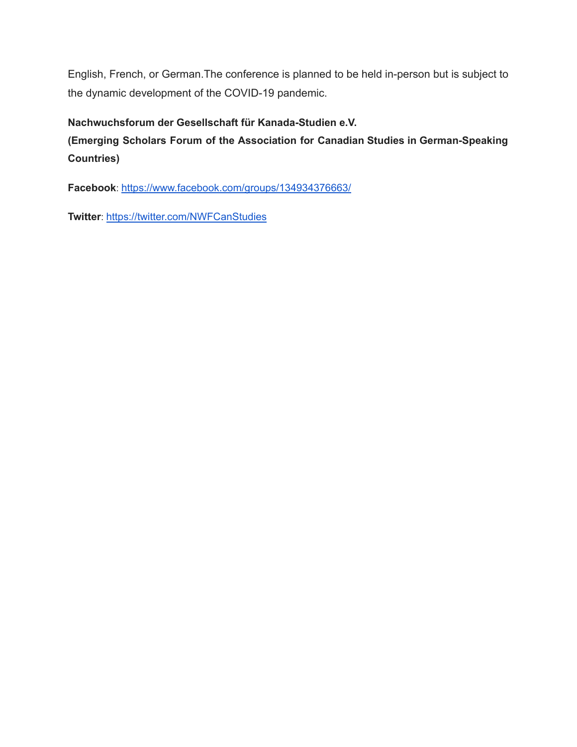English, French, or German.The conference is planned to be held in-person but is subject to the dynamic development of the COVID-19 pandemic.

**Nachwuchsforum der Gesellschaft für Kanada-Studien e.V.**
**(Emerging Scholars Forum of the Association for Canadian Studies in German-Speaking Countries)**

**Facebook**: https://www.facebook.com/groups/134934376663/

**Twitter**: https://twitter.com/NWFCanStudies